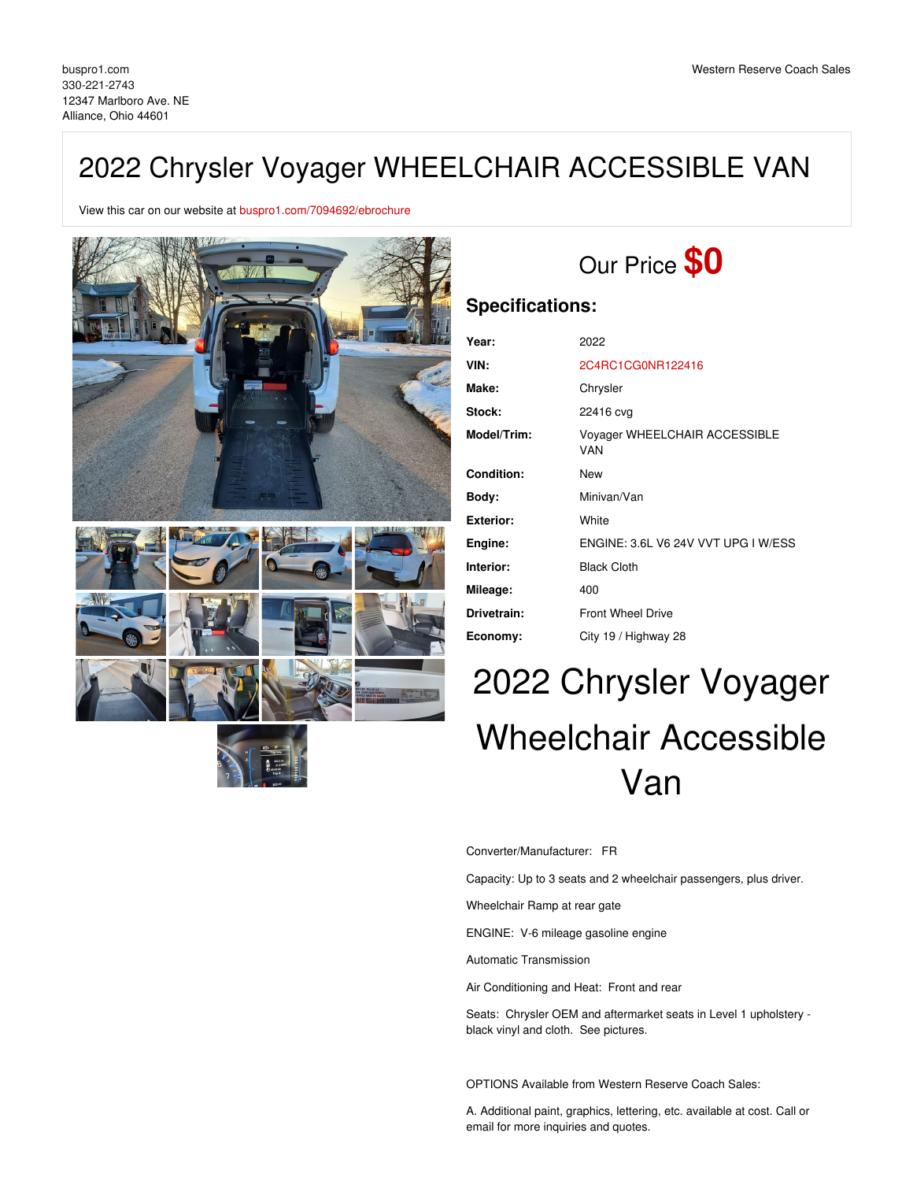buspro1.com
330-221-2743
12347 Marlboro Ave. NE
Alliance, Ohio 44601

Western Reserve Coach Sales

# 2022 Chrysler Voyager WHEELCHAIR ACCESSIBLE VAN

View this car on our website at buspro1.com/7094692/ebrochure

Our Price **$0**

## Specifications:

| | |
|---|---|
| **Year:** | 2022 |
| **VIN:** | 2C4RC1CG0NR122416 |
| **Make:** | Chrysler |
| **Stock:** | 22416 cvg |
| **Model/Trim:** | Voyager WHEELCHAIR ACCESSIBLE VAN |
| **Condition:** | New |
| **Body:** | Minivan/Van |
| **Exterior:** | White |
| **Engine:** | ENGINE: 3.6L V6 24V VVT UPG I W/ESS |
| **Interior:** | Black Cloth |
| **Mileage:** | 400 |
| **Drivetrain:** | Front Wheel Drive |
| **Economy:** | City 19 / Highway 28 |

# 2022 Chrysler Voyager Wheelchair Accessible Van

Converter/Manufacturer: FR

Capacity: Up to 3 seats and 2 wheelchair passengers, plus driver.

Wheelchair Ramp at rear gate

ENGINE: V-6 mileage gasoline engine

Automatic Transmission

Air Conditioning and Heat: Front and rear

Seats: Chrysler OEM and aftermarket seats in Level 1 upholstery - black vinyl and cloth. See pictures.

OPTIONS Available from Western Reserve Coach Sales:

A. Additional paint, graphics, lettering, etc. available at cost. Call or email for more inquiries and quotes.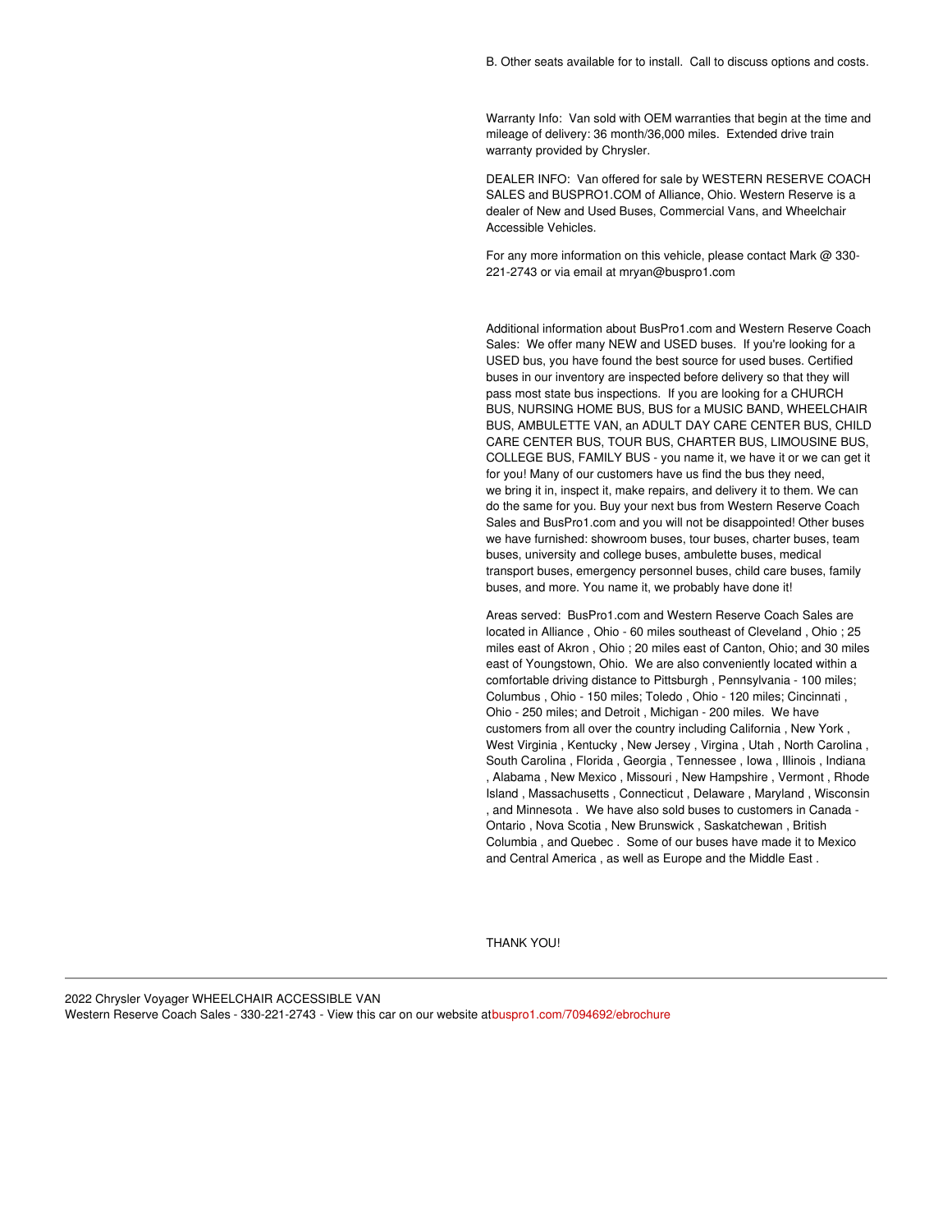B. Other seats available for to install. Call to discuss options and costs.

Warranty Info: Van sold with OEM warranties that begin at the time and mileage of delivery: 36 month/36,000 miles. Extended drive train warranty provided by Chrysler.

DEALER INFO: Van offered for sale by WESTERN RESERVE COACH SALES and BUSPRO1.COM of Alliance, Ohio. Western Reserve is a dealer of New and Used Buses, Commercial Vans, and Wheelchair Accessible Vehicles.

For any more information on this vehicle, please contact Mark @ 330-221-2743 or via email at mryan@buspro1.com

Additional information about BusPro1.com and Western Reserve Coach Sales: We offer many NEW and USED buses. If you're looking for a USED bus, you have found the best source for used buses. Certified buses in our inventory are inspected before delivery so that they will pass most state bus inspections. If you are looking for a CHURCH BUS, NURSING HOME BUS, BUS for a MUSIC BAND, WHEELCHAIR BUS, AMBULETTE VAN, an ADULT DAY CARE CENTER BUS, CHILD CARE CENTER BUS, TOUR BUS, CHARTER BUS, LIMOUSINE BUS, COLLEGE BUS, FAMILY BUS - you name it, we have it or we can get it for you! Many of our customers have us find the bus they need, we bring it in, inspect it, make repairs, and delivery it to them. We can do the same for you. Buy your next bus from Western Reserve Coach Sales and BusPro1.com and you will not be disappointed! Other buses we have furnished: showroom buses, tour buses, charter buses, team buses, university and college buses, ambulette buses, medical transport buses, emergency personnel buses, child care buses, family buses, and more. You name it, we probably have done it!

Areas served: BusPro1.com and Western Reserve Coach Sales are located in Alliance , Ohio - 60 miles southeast of Cleveland , Ohio ; 25 miles east of Akron , Ohio ; 20 miles east of Canton, Ohio; and 30 miles east of Youngstown, Ohio. We are also conveniently located within a comfortable driving distance to Pittsburgh , Pennsylvania - 100 miles; Columbus , Ohio - 150 miles; Toledo , Ohio - 120 miles; Cincinnati , Ohio - 250 miles; and Detroit , Michigan - 200 miles. We have customers from all over the country including California , New York , West Virginia , Kentucky , New Jersey , Virgina , Utah , North Carolina , South Carolina , Florida , Georgia , Tennessee , Iowa , Illinois , Indiana , Alabama , New Mexico , Missouri , New Hampshire , Vermont , Rhode Island , Massachusetts , Connecticut , Delaware , Maryland , Wisconsin , and Minnesota . We have also sold buses to customers in Canada - Ontario , Nova Scotia , New Brunswick , Saskatchewan , British Columbia , and Quebec . Some of our buses have made it to Mexico and Central America , as well as Europe and the Middle East .

THANK YOU!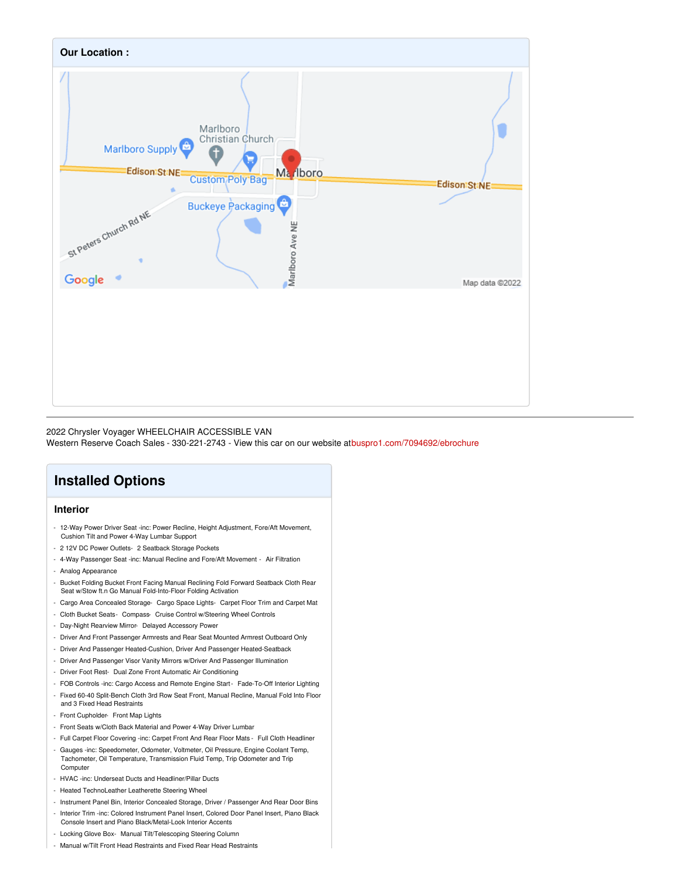## Our Location :

2022 Chrysler Voyager WHEELCHAIR ACCESSIBLE VAN
Western Reserve Coach Sales - 330-221-2743 - View this car on our website atbuspro1.com/7094692/ebrochure

# Installed Options

## Interior

- 12-Way Power Driver Seat -inc: Power Recline, Height Adjustment, Fore/Aft Movement, Cushion Tilt and Power 4-Way Lumbar Support
- 2 12V DC Power Outlets- 2 Seatback Storage Pockets
- 4-Way Passenger Seat -inc: Manual Recline and Fore/Aft Movement - Air Filtration
- Analog Appearance
- Bucket Folding Bucket Front Facing Manual Reclining Fold Forward Seatback Cloth Rear Seat w/Stow ft.n Go Manual Fold-Into-Floor Folding Activation
- Cargo Area Concealed Storage- Cargo Space Lights- Carpet Floor Trim and Carpet Mat
- Cloth Bucket Seats- Compass- Cruise Control w/Steering Wheel Controls
- Day-Night Rearview Mirror- Delayed Accessory Power
- Driver And Front Passenger Armrests and Rear Seat Mounted Armrest Outboard Only
- Driver And Passenger Heated-Cushion, Driver And Passenger Heated-Seatback
- Driver And Passenger Visor Vanity Mirrors w/Driver And Passenger Illumination
- Driver Foot Rest- Dual Zone Front Automatic Air Conditioning
- FOB Controls -inc: Cargo Access and Remote Engine Start - Fade-To-Off Interior Lighting
- Fixed 60-40 Split-Bench Cloth 3rd Row Seat Front, Manual Recline, Manual Fold Into Floor and 3 Fixed Head Restraints
- Front Cupholder- Front Map Lights
- Front Seats w/Cloth Back Material and Power 4-Way Driver Lumbar
- Full Carpet Floor Covering -inc: Carpet Front And Rear Floor Mats - Full Cloth Headliner
- Gauges -inc: Speedometer, Odometer, Voltmeter, Oil Pressure, Engine Coolant Temp, Tachometer, Oil Temperature, Transmission Fluid Temp, Trip Odometer and Trip Computer
- HVAC -inc: Underseat Ducts and Headliner/Pillar Ducts
- Heated TechnoLeather Leatherette Steering Wheel
- Instrument Panel Bin, Interior Concealed Storage, Driver / Passenger And Rear Door Bins
- Interior Trim -inc: Colored Instrument Panel Insert, Colored Door Panel Insert, Piano Black Console Insert and Piano Black/Metal-Look Interior Accents
- Locking Glove Box- Manual Tilt/Telescoping Steering Column
- Manual w/Tilt Front Head Restraints and Fixed Rear Head Restraints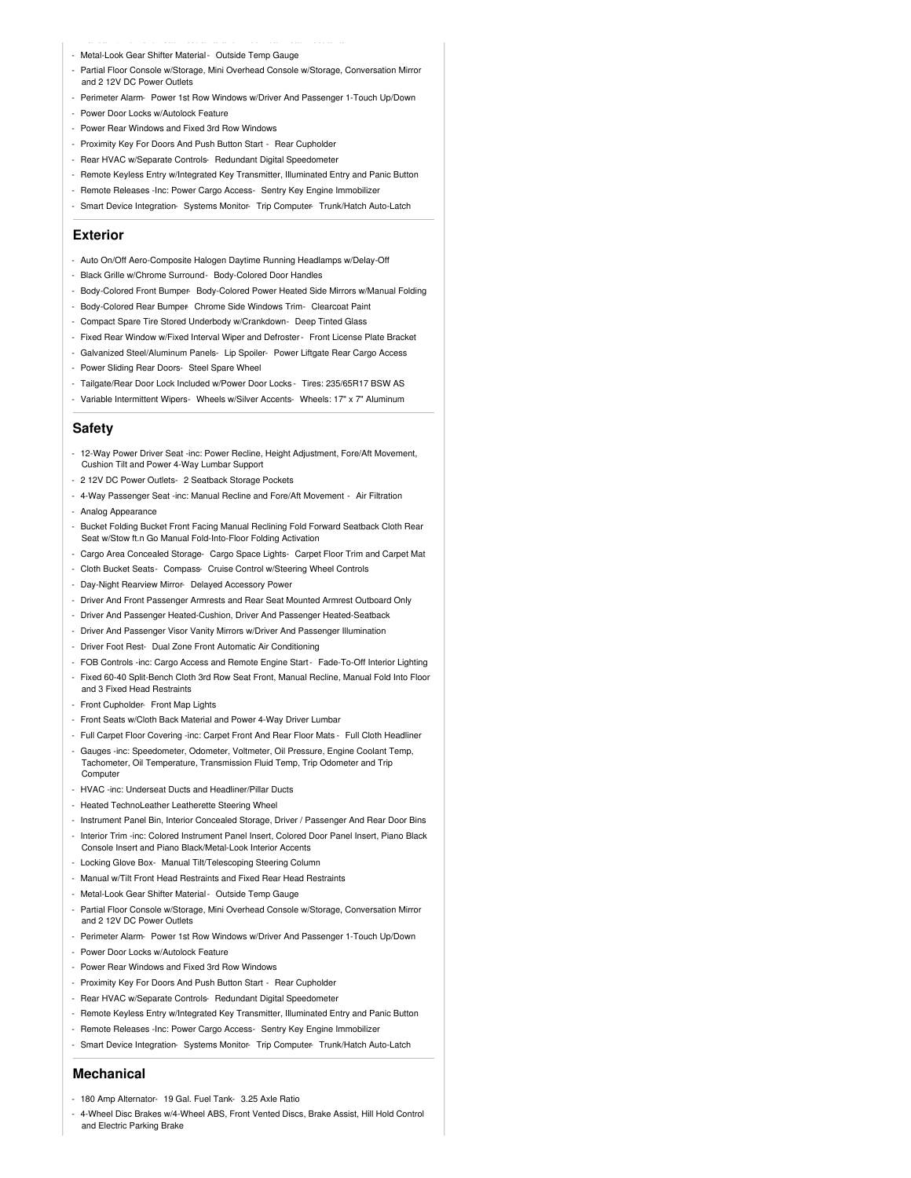- Metal-Look Gear Shifter Material - Outside Temp Gauge
- Partial Floor Console w/Storage, Mini Overhead Console w/Storage, Conversation Mirror and 2 12V DC Power Outlets
- Perimeter Alarm - Power 1st Row Windows w/Driver And Passenger 1-Touch Up/Down
- Power Door Locks w/Autolock Feature
- Power Rear Windows and Fixed 3rd Row Windows
- Proximity Key For Doors And Push Button Start - Rear Cupholder
- Rear HVAC w/Separate Controls - Redundant Digital Speedometer
- Remote Keyless Entry w/Integrated Key Transmitter, Illuminated Entry and Panic Button
- Remote Releases -Inc: Power Cargo Access - Sentry Key Engine Immobilizer
- Smart Device Integration - Systems Monitor - Trip Computer - Trunk/Hatch Auto-Latch

## Exterior

- Auto On/Off Aero-Composite Halogen Daytime Running Headlamps w/Delay-Off
- Black Grille w/Chrome Surround - Body-Colored Door Handles
- Body-Colored Front Bumper - Body-Colored Power Heated Side Mirrors w/Manual Folding
- Body-Colored Rear Bumper - Chrome Side Windows Trim - Clearcoat Paint
- Compact Spare Tire Stored Underbody w/Crankdown - Deep Tinted Glass
- Fixed Rear Window w/Fixed Interval Wiper and Defroster - Front License Plate Bracket
- Galvanized Steel/Aluminum Panels - Lip Spoiler - Power Liftgate Rear Cargo Access
- Power Sliding Rear Doors - Steel Spare Wheel
- Tailgate/Rear Door Lock Included w/Power Door Locks - Tires: 235/65R17 BSW AS
- Variable Intermittent Wipers - Wheels w/Silver Accents - Wheels: 17" x 7" Aluminum

## Safety

- 12-Way Power Driver Seat -inc: Power Recline, Height Adjustment, Fore/Aft Movement, Cushion Tilt and Power 4-Way Lumbar Support
- 2 12V DC Power Outlets - 2 Seatback Storage Pockets
- 4-Way Passenger Seat -inc: Manual Recline and Fore/Aft Movement - Air Filtration
- Analog Appearance
- Bucket Folding Bucket Front Facing Manual Reclining Fold Forward Seatback Cloth Rear Seat w/Stow ft.n Go Manual Fold-Into-Floor Folding Activation
- Cargo Area Concealed Storage - Cargo Space Lights - Carpet Floor Trim and Carpet Mat
- Cloth Bucket Seats - Compass - Cruise Control w/Steering Wheel Controls
- Day-Night Rearview Mirror - Delayed Accessory Power
- Driver And Front Passenger Armrests and Rear Seat Mounted Armrest Outboard Only
- Driver And Passenger Heated-Cushion, Driver And Passenger Heated-Seatback
- Driver And Passenger Visor Vanity Mirrors w/Driver And Passenger Illumination
- Driver Foot Rest - Dual Zone Front Automatic Air Conditioning
- FOB Controls -inc: Cargo Access and Remote Engine Start - Fade-To-Off Interior Lighting
- Fixed 60-40 Split-Bench Cloth 3rd Row Seat Front, Manual Recline, Manual Fold Into Floor and 3 Fixed Head Restraints
- Front Cupholder - Front Map Lights
- Front Seats w/Cloth Back Material and Power 4-Way Driver Lumbar
- Full Carpet Floor Covering -inc: Carpet Front And Rear Floor Mats - Full Cloth Headliner
- Gauges -inc: Speedometer, Odometer, Voltmeter, Oil Pressure, Engine Coolant Temp, Tachometer, Oil Temperature, Transmission Fluid Temp, Trip Odometer and Trip Computer
- HVAC -inc: Underseat Ducts and Headliner/Pillar Ducts
- Heated TechnoLeather Leatherette Steering Wheel
- Instrument Panel Bin, Interior Concealed Storage, Driver / Passenger And Rear Door Bins
- Interior Trim -inc: Colored Instrument Panel Insert, Colored Door Panel Insert, Piano Black Console Insert and Piano Black/Metal-Look Interior Accents
- Locking Glove Box - Manual Tilt/Telescoping Steering Column
- Manual w/Tilt Front Head Restraints and Fixed Rear Head Restraints
- Metal-Look Gear Shifter Material - Outside Temp Gauge
- Partial Floor Console w/Storage, Mini Overhead Console w/Storage, Conversation Mirror and 2 12V DC Power Outlets
- Perimeter Alarm - Power 1st Row Windows w/Driver And Passenger 1-Touch Up/Down
- Power Door Locks w/Autolock Feature
- Power Rear Windows and Fixed 3rd Row Windows
- Proximity Key For Doors And Push Button Start - Rear Cupholder
- Rear HVAC w/Separate Controls - Redundant Digital Speedometer
- Remote Keyless Entry w/Integrated Key Transmitter, Illuminated Entry and Panic Button
- Remote Releases -Inc: Power Cargo Access - Sentry Key Engine Immobilizer
- Smart Device Integration - Systems Monitor - Trip Computer - Trunk/Hatch Auto-Latch

## Mechanical

- 180 Amp Alternator - 19 Gal. Fuel Tank - 3.25 Axle Ratio
- 4-Wheel Disc Brakes w/4-Wheel ABS, Front Vented Discs, Brake Assist, Hill Hold Control and Electric Parking Brake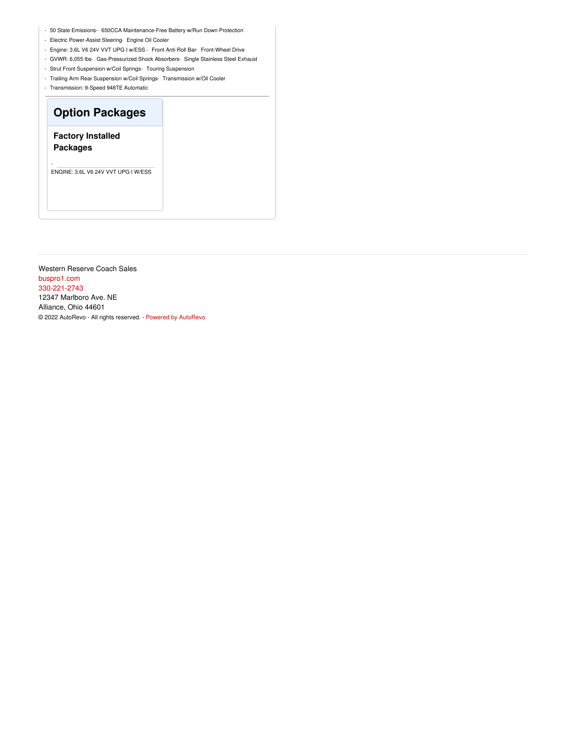- 50 State Emissions- 650CCA Maintenance-Free Battery w/Run Down Protection
- Electric Power-Assist Steering- Engine Oil Cooler
- Engine: 3.6L V6 24V VVT UPG I w/ESS - Front Anti-Roll Bar- Front-Wheel Drive
- GVWR: 6,055 lbs- Gas-Pressurized Shock Absorbers- Single Stainless Steel Exhaust
- Strut Front Suspension w/Coil Springs- Touring Suspension
- Trailing Arm Rear Suspension w/Coil Springs- Transmission w/Oil Cooler
- Transmission: 9-Speed 948TE Automatic

## Option Packages

### Factory Installed Packages

-

ENGINE: 3.6L V6 24V VVT UPG I W/ESS

Western Reserve Coach Sales
buspro1.com
330-221-2743
12347 Marlboro Ave. NE
Alliance, Ohio 44601
© 2022 AutoRevo - All rights reserved. - Powered by AutoRevo